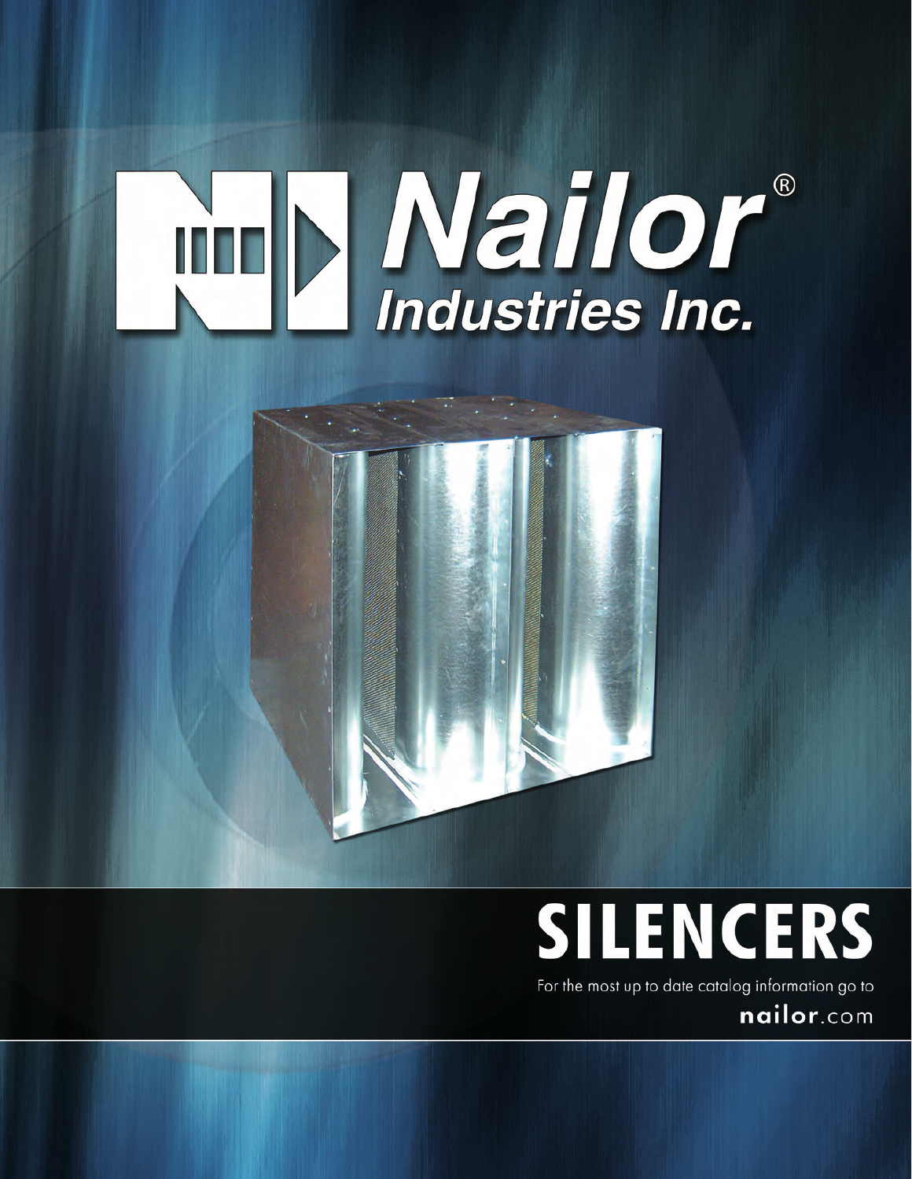# Nailor® Industries Inc.

# SILENCERS

For the most up to date catalog information go to **nailor**.com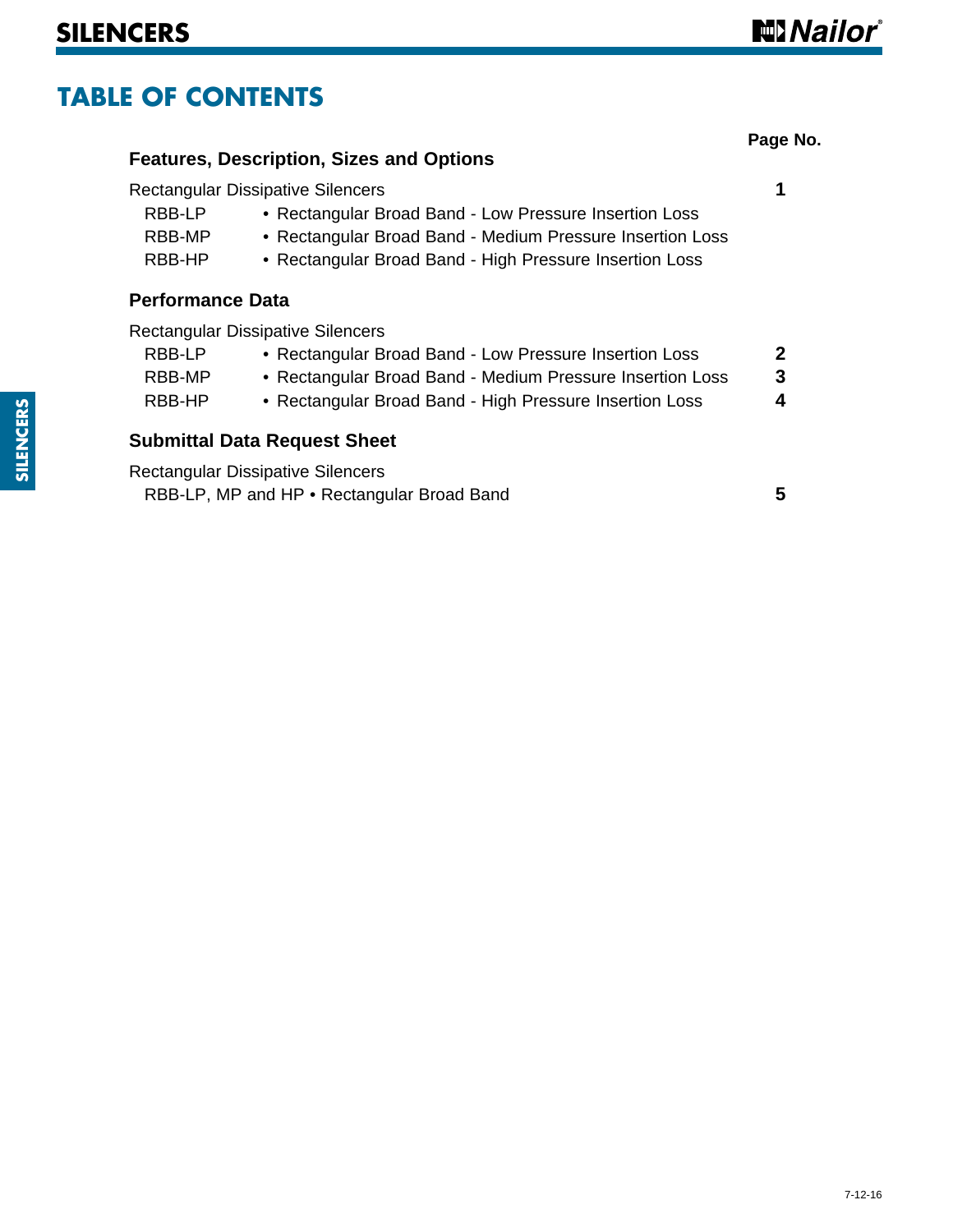# TABLE OF CONTENTS

| | | Page No. |
|---|---|---|
| **Features, Description, Sizes and Options** | | |
| Rectangular Dissipative Silencers | | **1** |
| RBB-LP | • Rectangular Broad Band - Low Pressure Insertion Loss | |
| RBB-MP | • Rectangular Broad Band - Medium Pressure Insertion Loss | |
| RBB-HP | • Rectangular Broad Band - High Pressure Insertion Loss | |
| **Performance Data** | | |
| Rectangular Dissipative Silencers | | |
| RBB-LP | • Rectangular Broad Band - Low Pressure Insertion Loss | **2** |
| RBB-MP | • Rectangular Broad Band - Medium Pressure Insertion Loss | **3** |
| RBB-HP | • Rectangular Broad Band - High Pressure Insertion Loss | **4** |
| **Submittal Data Request Sheet** | | |
| Rectangular Dissipative Silencers | | |
| RBB-LP, MP and HP • Rectangular Broad Band | | **5** |

7-12-16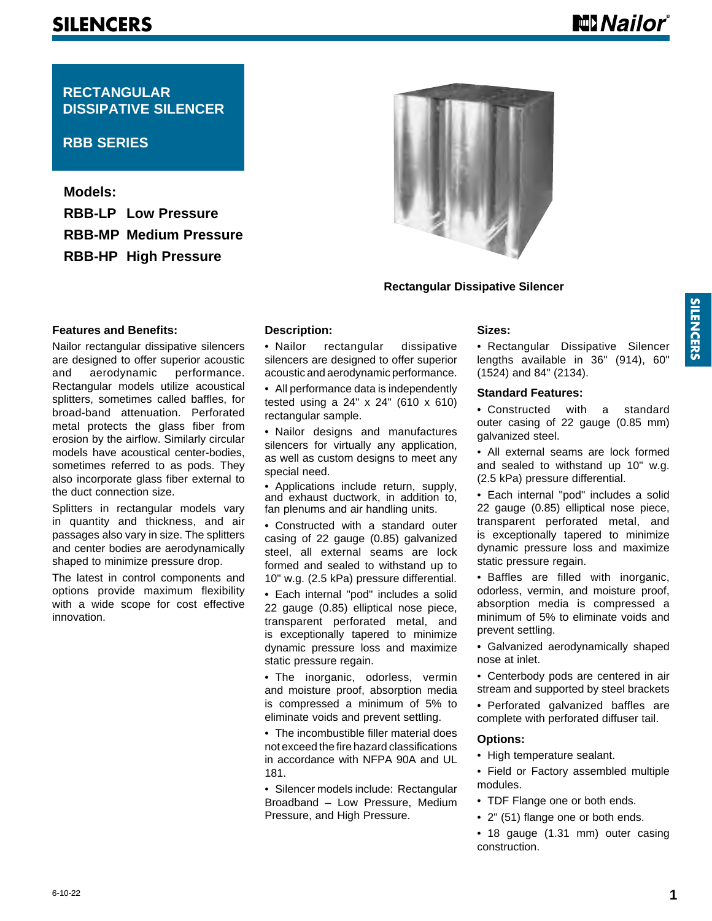# SILENCERS

## RECTANGULAR DISSIPATIVE SILENCER

## RBB SERIES

**Models:**

**RBB-LP Low Pressure**
**RBB-MP Medium Pressure**
**RBB-HP High Pressure**

**Rectangular Dissipative Silencer**

### Features and Benefits:

Nailor rectangular dissipative silencers are designed to offer superior acoustic and aerodynamic performance. Rectangular models utilize acoustical splitters, sometimes called baffles, for broad-band attenuation. Perforated metal protects the glass fiber from erosion by the airflow. Similarly circular models have acoustical center-bodies, sometimes referred to as pods. They also incorporate glass fiber external to the duct connection size.

Splitters in rectangular models vary in quantity and thickness, and air passages also vary in size. The splitters and center bodies are aerodynamically shaped to minimize pressure drop.

The latest in control components and options provide maximum flexibility with a wide scope for cost effective innovation.

### Description:

- Nailor rectangular dissipative silencers are designed to offer superior acoustic and aerodynamic performance.
- All performance data is independently tested using a 24" x 24" (610 x 610) rectangular sample.
- Nailor designs and manufactures silencers for virtually any application, as well as custom designs to meet any special need.
- Applications include return, supply, and exhaust ductwork, in addition to, fan plenums and air handling units.
- Constructed with a standard outer casing of 22 gauge (0.85) galvanized steel, all external seams are lock formed and sealed to withstand up to 10" w.g. (2.5 kPa) pressure differential.
- Each internal "pod" includes a solid 22 gauge (0.85) elliptical nose piece, transparent perforated metal, and is exceptionally tapered to minimize dynamic pressure loss and maximize static pressure regain.
- The inorganic, odorless, vermin and moisture proof, absorption media is compressed a minimum of 5% to eliminate voids and prevent settling.
- The incombustible filler material does not exceed the fire hazard classifications in accordance with NFPA 90A and UL 181.
- Silencer models include: Rectangular Broadband – Low Pressure, Medium Pressure, and High Pressure.

### Sizes:

- Rectangular Dissipative Silencer lengths available in 36" (914), 60" (1524) and 84" (2134).

### Standard Features:

- Constructed with a standard outer casing of 22 gauge (0.85 mm) galvanized steel.
- All external seams are lock formed and sealed to withstand up 10" w.g. (2.5 kPa) pressure differential.
- Each internal "pod" includes a solid 22 gauge (0.85) elliptical nose piece, transparent perforated metal, and is exceptionally tapered to minimize dynamic pressure loss and maximize static pressure regain.
- Baffles are filled with inorganic, odorless, vermin, and moisture proof, absorption media is compressed a minimum of 5% to eliminate voids and prevent settling.
- Galvanized aerodynamically shaped nose at inlet.
- Centerbody pods are centered in air stream and supported by steel brackets
- Perforated galvanized baffles are complete with perforated diffuser tail.

### Options:

- High temperature sealant.
- Field or Factory assembled multiple modules.
- TDF Flange one or both ends.
- 2" (51) flange one or both ends.
- 18 gauge (1.31 mm) outer casing construction.

6-10-22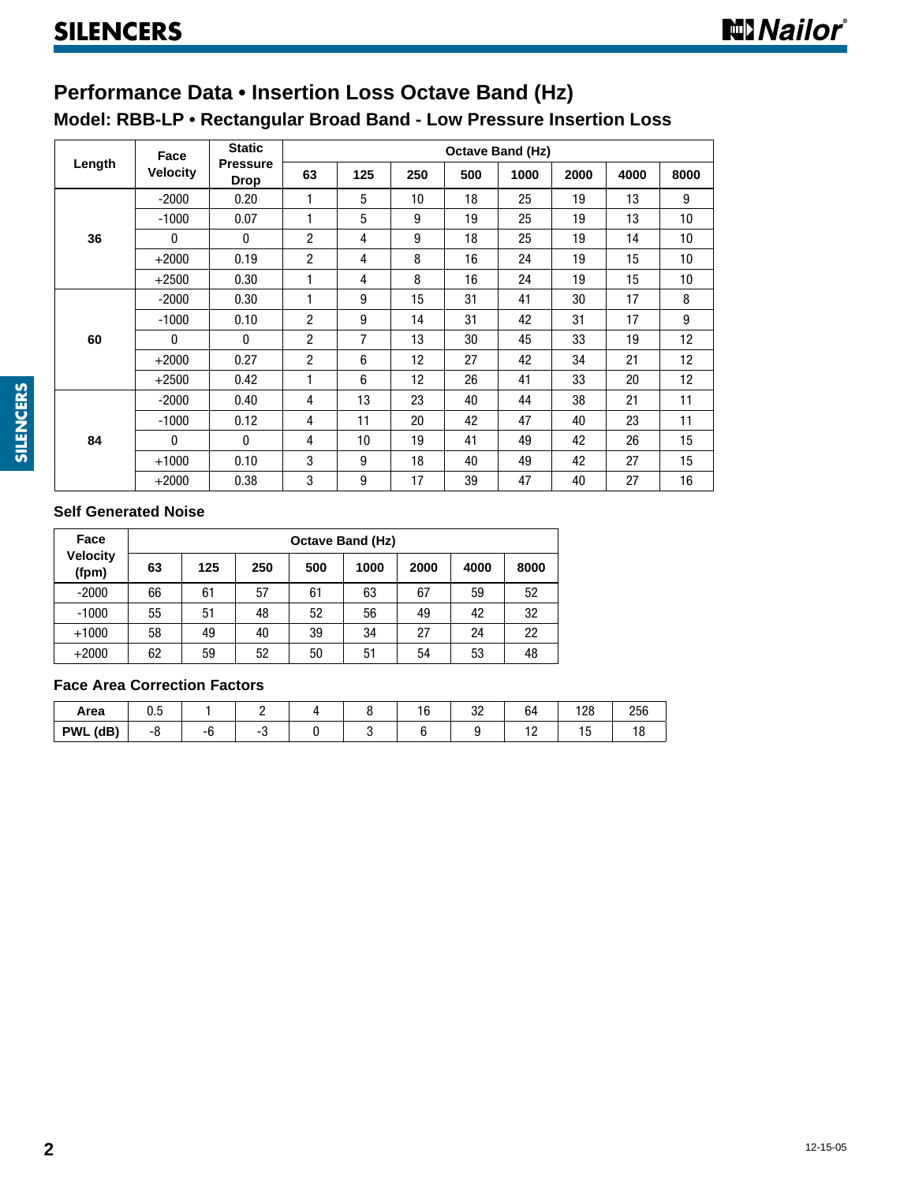# SILENCERS

## Performance Data • Insertion Loss Octave Band (Hz)

### Model: RBB-LP • Rectangular Broad Band - Low Pressure Insertion Loss

| Length | Face Velocity | Static Pressure Drop | Octave Band (Hz) | | | | | | | |
|---|---|---|---|---|---|---|---|---|---|---|
| | | | 63 | 125 | 250 | 500 | 1000 | 2000 | 4000 | 8000 |
| 36 | -2000 | 0.20 | 1 | 5 | 10 | 18 | 25 | 19 | 13 | 9 |
| | -1000 | 0.07 | 1 | 5 | 9 | 19 | 25 | 19 | 13 | 10 |
| | 0 | 0 | 2 | 4 | 9 | 18 | 25 | 19 | 14 | 10 |
| | +2000 | 0.19 | 2 | 4 | 8 | 16 | 24 | 19 | 15 | 10 |
| | +2500 | 0.30 | 1 | 4 | 8 | 16 | 24 | 19 | 15 | 10 |
| 60 | -2000 | 0.30 | 1 | 9 | 15 | 31 | 41 | 30 | 17 | 8 |
| | -1000 | 0.10 | 2 | 9 | 14 | 31 | 42 | 31 | 17 | 9 |
| | 0 | 0 | 2 | 7 | 13 | 30 | 45 | 33 | 19 | 12 |
| | +2000 | 0.27 | 2 | 6 | 12 | 27 | 42 | 34 | 21 | 12 |
| | +2500 | 0.42 | 1 | 6 | 12 | 26 | 41 | 33 | 20 | 12 |
| 84 | -2000 | 0.40 | 4 | 13 | 23 | 40 | 44 | 38 | 21 | 11 |
| | -1000 | 0.12 | 4 | 11 | 20 | 42 | 47 | 40 | 23 | 11 |
| | 0 | 0 | 4 | 10 | 19 | 41 | 49 | 42 | 26 | 15 |
| | +1000 | 0.10 | 3 | 9 | 18 | 40 | 49 | 42 | 27 | 15 |
| | +2000 | 0.38 | 3 | 9 | 17 | 39 | 47 | 40 | 27 | 16 |

### Self Generated Noise

| Face Velocity (fpm) | Octave Band (Hz) | | | | | | | |
|---|---|---|---|---|---|---|---|---|
| | 63 | 125 | 250 | 500 | 1000 | 2000 | 4000 | 8000 |
| -2000 | 66 | 61 | 57 | 61 | 63 | 67 | 59 | 52 |
| -1000 | 55 | 51 | 48 | 52 | 56 | 49 | 42 | 32 |
| +1000 | 58 | 49 | 40 | 39 | 34 | 27 | 24 | 22 |
| +2000 | 62 | 59 | 52 | 50 | 51 | 54 | 53 | 48 |

### Face Area Correction Factors

| Area | 0.5 | 1 | 2 | 4 | 8 | 16 | 32 | 64 | 128 | 256 |
|---|---|---|---|---|---|---|---|---|---|---|
| PWL (dB) | -8 | -6 | -3 | 0 | 3 | 6 | 9 | 12 | 15 | 18 |

12-15-05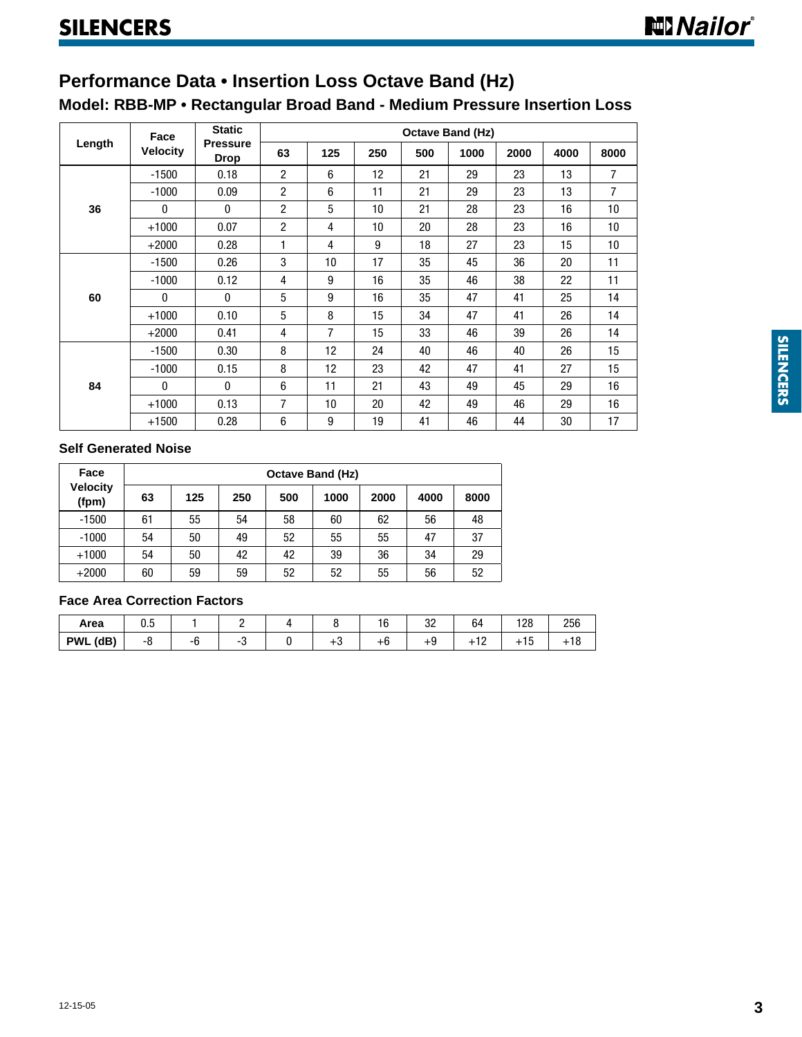# SILENCERS

## Performance Data • Insertion Loss Octave Band (Hz)

### Model: RBB-MP • Rectangular Broad Band - Medium Pressure Insertion Loss

| Length | Face Velocity | Static Pressure Drop | Octave Band (Hz) | | | | | | | |
|---|---|---|---|---|---|---|---|---|---|---|
| | | | 63 | 125 | 250 | 500 | 1000 | 2000 | 4000 | 8000 |
| 36 | -1500 | 0.18 | 2 | 6 | 12 | 21 | 29 | 23 | 13 | 7 |
| | -1000 | 0.09 | 2 | 6 | 11 | 21 | 29 | 23 | 13 | 7 |
| | 0 | 0 | 2 | 5 | 10 | 21 | 28 | 23 | 16 | 10 |
| | +1000 | 0.07 | 2 | 4 | 10 | 20 | 28 | 23 | 16 | 10 |
| | +2000 | 0.28 | 1 | 4 | 9 | 18 | 27 | 23 | 15 | 10 |
| 60 | -1500 | 0.26 | 3 | 10 | 17 | 35 | 45 | 36 | 20 | 11 |
| | -1000 | 0.12 | 4 | 9 | 16 | 35 | 46 | 38 | 22 | 11 |
| | 0 | 0 | 5 | 9 | 16 | 35 | 47 | 41 | 25 | 14 |
| | +1000 | 0.10 | 5 | 8 | 15 | 34 | 47 | 41 | 26 | 14 |
| | +2000 | 0.41 | 4 | 7 | 15 | 33 | 46 | 39 | 26 | 14 |
| 84 | -1500 | 0.30 | 8 | 12 | 24 | 40 | 46 | 40 | 26 | 15 |
| | -1000 | 0.15 | 8 | 12 | 23 | 42 | 47 | 41 | 27 | 15 |
| | 0 | 0 | 6 | 11 | 21 | 43 | 49 | 45 | 29 | 16 |
| | +1000 | 0.13 | 7 | 10 | 20 | 42 | 49 | 46 | 29 | 16 |
| | +1500 | 0.28 | 6 | 9 | 19 | 41 | 46 | 44 | 30 | 17 |

### Self Generated Noise

| Face Velocity (fpm) | Octave Band (Hz) | | | | | | | |
|---|---|---|---|---|---|---|---|---|
| | 63 | 125 | 250 | 500 | 1000 | 2000 | 4000 | 8000 |
| -1500 | 61 | 55 | 54 | 58 | 60 | 62 | 56 | 48 |
| -1000 | 54 | 50 | 49 | 52 | 55 | 55 | 47 | 37 |
| +1000 | 54 | 50 | 42 | 42 | 39 | 36 | 34 | 29 |
| +2000 | 60 | 59 | 59 | 52 | 52 | 55 | 56 | 52 |

### Face Area Correction Factors

| Area | 0.5 | 1 | 2 | 4 | 8 | 16 | 32 | 64 | 128 | 256 |
|---|---|---|---|---|---|---|---|---|---|---|
| PWL (dB) | -8 | -6 | -3 | 0 | +3 | +6 | +9 | +12 | +15 | +18 |

12-15-05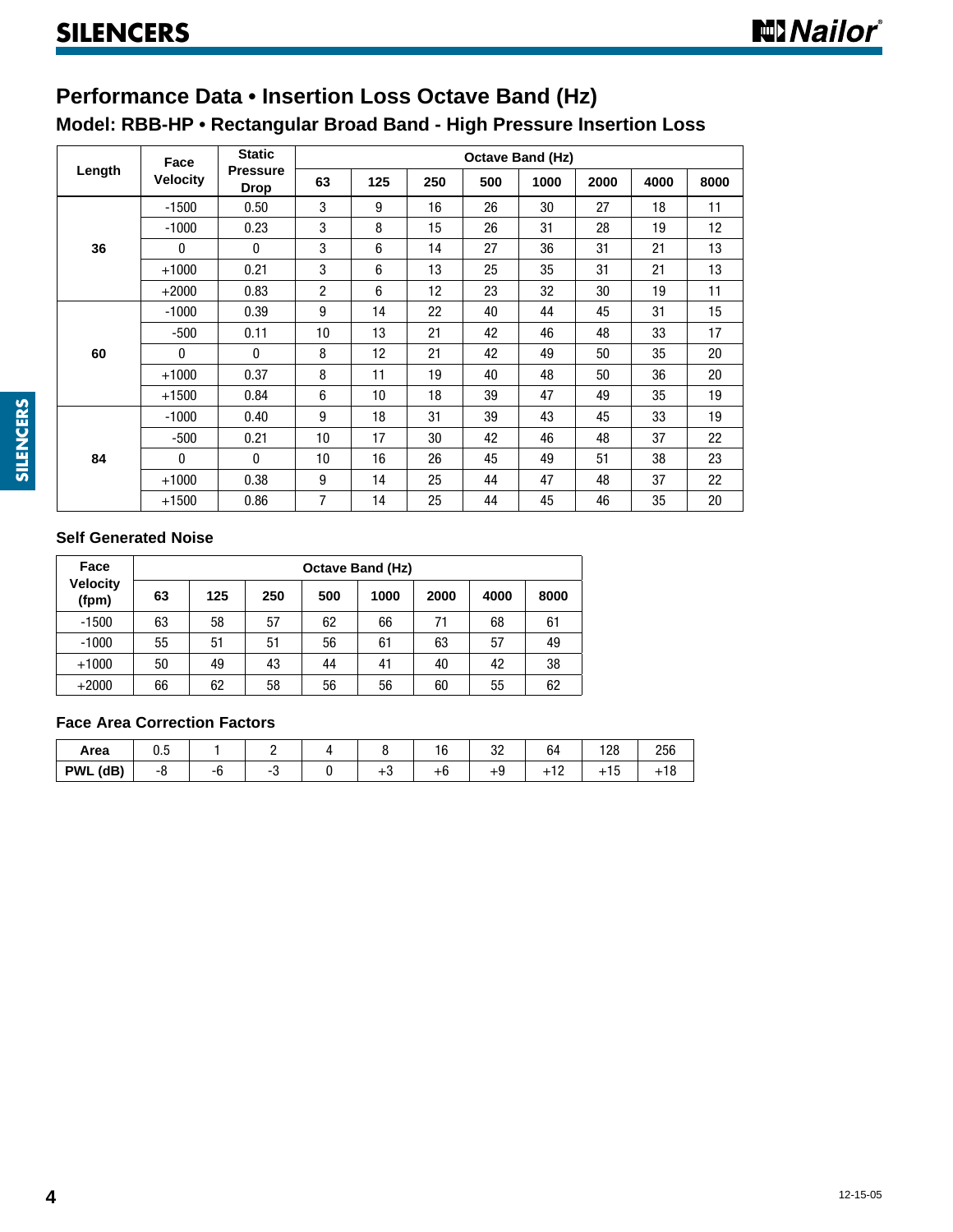# SILENCERS

## Performance Data • Insertion Loss Octave Band (Hz)

### Model: RBB-HP • Rectangular Broad Band - High Pressure Insertion Loss

| Length | Face Velocity | Static Pressure Drop | Octave Band (Hz) | | | | | | | |
|---|---|---|---|---|---|---|---|---|---|---|
| | | | 63 | 125 | 250 | 500 | 1000 | 2000 | 4000 | 8000 |
| 36 | -1500 | 0.50 | 3 | 9 | 16 | 26 | 30 | 27 | 18 | 11 |
| | -1000 | 0.23 | 3 | 8 | 15 | 26 | 31 | 28 | 19 | 12 |
| | 0 | 0 | 3 | 6 | 14 | 27 | 36 | 31 | 21 | 13 |
| | +1000 | 0.21 | 3 | 6 | 13 | 25 | 35 | 31 | 21 | 13 |
| | +2000 | 0.83 | 2 | 6 | 12 | 23 | 32 | 30 | 19 | 11 |
| 60 | -1000 | 0.39 | 9 | 14 | 22 | 40 | 44 | 45 | 31 | 15 |
| | -500 | 0.11 | 10 | 13 | 21 | 42 | 46 | 48 | 33 | 17 |
| | 0 | 0 | 8 | 12 | 21 | 42 | 49 | 50 | 35 | 20 |
| | +1000 | 0.37 | 8 | 11 | 19 | 40 | 48 | 50 | 36 | 20 |
| | +1500 | 0.84 | 6 | 10 | 18 | 39 | 47 | 49 | 35 | 19 |
| 84 | -1000 | 0.40 | 9 | 18 | 31 | 39 | 43 | 45 | 33 | 19 |
| | -500 | 0.21 | 10 | 17 | 30 | 42 | 46 | 48 | 37 | 22 |
| | 0 | 0 | 10 | 16 | 26 | 45 | 49 | 51 | 38 | 23 |
| | +1000 | 0.38 | 9 | 14 | 25 | 44 | 47 | 48 | 37 | 22 |
| | +1500 | 0.86 | 7 | 14 | 25 | 44 | 45 | 46 | 35 | 20 |

#### Self Generated Noise

| Face Velocity (fpm) | Octave Band (Hz) | | | | | | | |
|---|---|---|---|---|---|---|---|---|
| | 63 | 125 | 250 | 500 | 1000 | 2000 | 4000 | 8000 |
| -1500 | 63 | 58 | 57 | 62 | 66 | 71 | 68 | 61 |
| -1000 | 55 | 51 | 51 | 56 | 61 | 63 | 57 | 49 |
| +1000 | 50 | 49 | 43 | 44 | 41 | 40 | 42 | 38 |
| +2000 | 66 | 62 | 58 | 56 | 56 | 60 | 55 | 62 |

#### Face Area Correction Factors

| Area | 0.5 | 1 | 2 | 4 | 8 | 16 | 32 | 64 | 128 | 256 |
|---|---|---|---|---|---|---|---|---|---|---|
| PWL (dB) | -8 | -6 | -3 | 0 | +3 | +6 | +9 | +12 | +15 | +18 |

12-15-05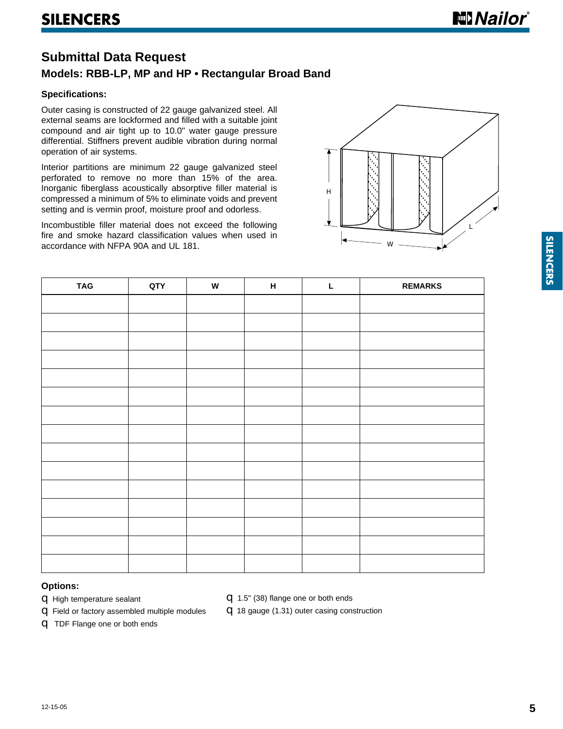## Submittal Data Request

### Models: RBB-LP, MP and HP • Rectangular Broad Band

**Specifications:**

Outer casing is constructed of 22 gauge galvanized steel. All external seams are lockformed and filled with a suitable joint compound and air tight up to 10.0" water gauge pressure differential. Stiffners prevent audible vibration during normal operation of air systems.

Interior partitions are minimum 22 gauge galvanized steel perforated to remove no more than 15% of the area. Inorganic fiberglass acoustically absorptive filler material is compressed a minimum of 5% to eliminate voids and prevent setting and is vermin proof, moisture proof and odorless.

Incombustible filler material does not exceed the following fire and smoke hazard classification values when used in accordance with NFPA 90A and UL 181.

| TAG | QTY | W | H | L | REMARKS |
| --- | --- | --- | --- | --- | --- |
| | | | | | |
| | | | | | |
| | | | | | |
| | | | | | |
| | | | | | |
| | | | | | |
| | | | | | |
| | | | | | |
| | | | | | |
| | | | | | |
| | | | | | |
| | | | | | |
| | | | | | |
| | | | | | |
| | | | | | |

**Options:**

- ☐ High temperature sealant
- ☐ Field or factory assembled multiple modules
- ☐ TDF Flange one or both ends
- ☐ 1.5" (38) flange one or both ends
- ☐ 18 gauge (1.31) outer casing construction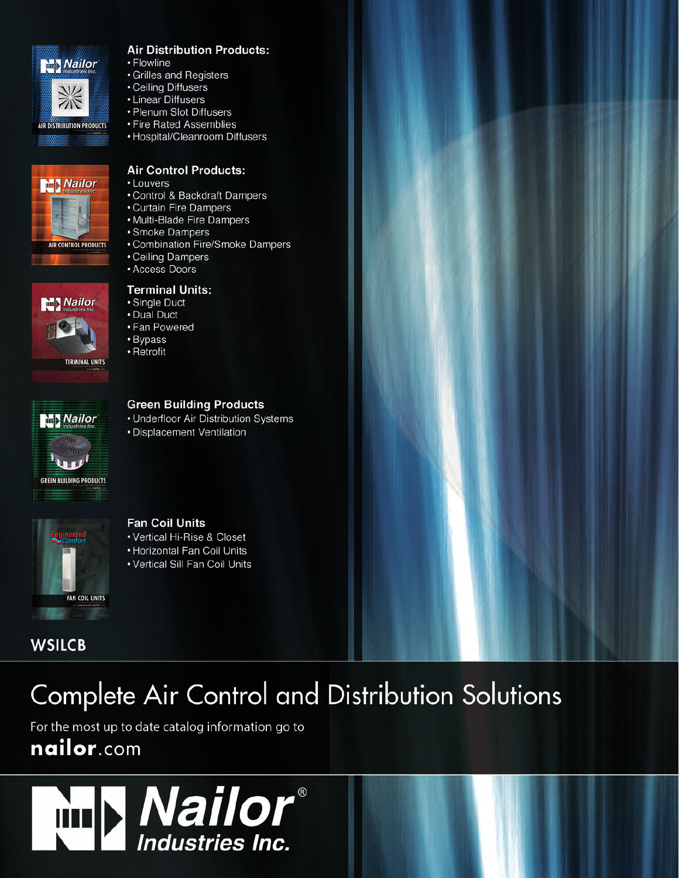### Air Distribution Products:

- Flowline
- Grilles and Registers
- Ceiling Diffusers
- Linear Diffusers
- Plenum Slot Diffusers
- Fire Rated Assemblies
- Hospital/Cleanroom Diffusers

### Air Control Products:

- Louvers
- Control & Backdraft Dampers
- Curtain Fire Dampers
- Multi-Blade Fire Dampers
- Smoke Dampers
- Combination Fire/Smoke Dampers
- Ceiling Dampers
- Access Doors

### Terminal Units:

- Single Duct
- Dual Duct
- Fan Powered
- Bypass
- Retrofit

### Green Building Products

- Underfloor Air Distribution Systems
- Displacement Ventilation

### Fan Coil Units

- Vertical Hi-Rise & Closet
- Horizontal Fan Coil Units
- Vertical Sill Fan Coil Units

WSILCB

# Complete Air Control and Distribution Solutions

For the most up to date catalog information go to

**nailor**.com

**Nailor® Industries Inc.**